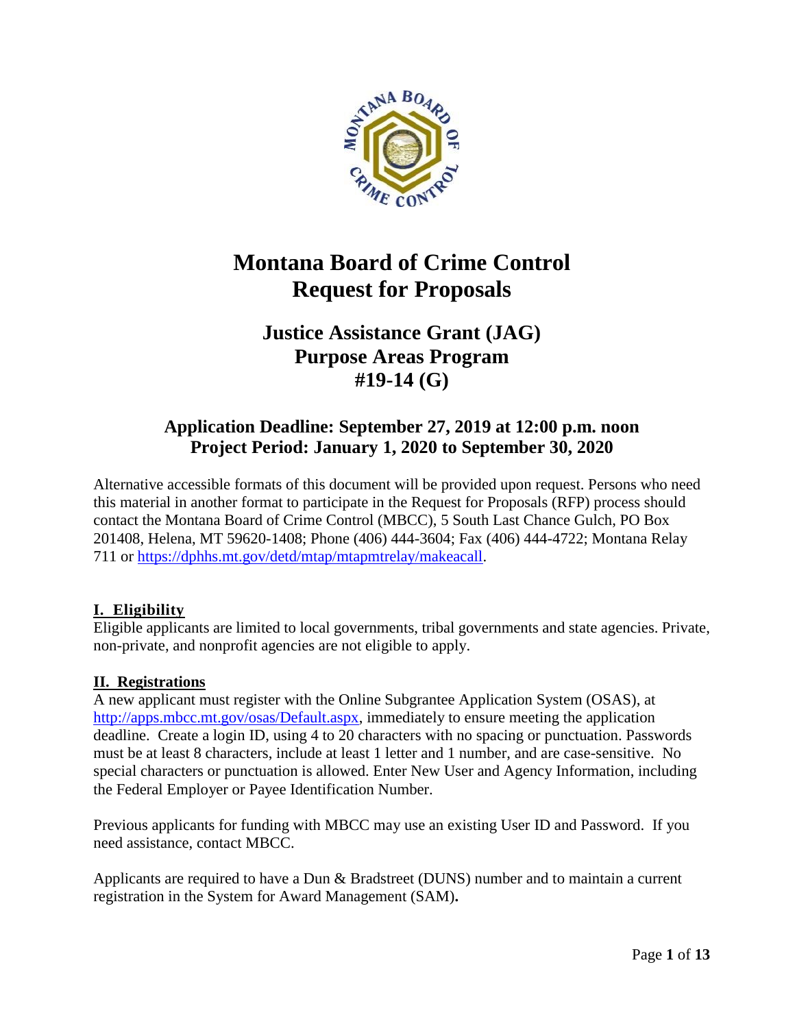# Montana Board of Crime Control
# Request for Proposals

## Justice Assistance Grant (JAG)
## Purpose Areas Program
## #19-14 (G)

### Application Deadline: September 27, 2019 at 12:00 p.m. noon
### Project Period: January 1, 2020 to September 30, 2020

Alternative accessible formats of this document will be provided upon request. Persons who need this material in another format to participate in the Request for Proposals (RFP) process should contact the Montana Board of Crime Control (MBCC), 5 South Last Chance Gulch, PO Box 201408, Helena, MT 59620-1408; Phone (406) 444-3604; Fax (406) 444-4722; Montana Relay 711 or https://dphhs.mt.gov/detd/mtap/mtapmtrelay/makeacall.

## I. Eligibility

Eligible applicants are limited to local governments, tribal governments and state agencies. Private, non-private, and nonprofit agencies are not eligible to apply.

## II. Registrations

A new applicant must register with the Online Subgrantee Application System (OSAS), at http://apps.mbcc.mt.gov/osas/Default.aspx, immediately to ensure meeting the application deadline. Create a login ID, using 4 to 20 characters with no spacing or punctuation. Passwords must be at least 8 characters, include at least 1 letter and 1 number, and are case-sensitive. No special characters or punctuation is allowed. Enter New User and Agency Information, including the Federal Employer or Payee Identification Number.

Previous applicants for funding with MBCC may use an existing User ID and Password. If you need assistance, contact MBCC.

Applicants are required to have a Dun & Bradstreet (DUNS) number and to maintain a current registration in the System for Award Management (SAM)**.**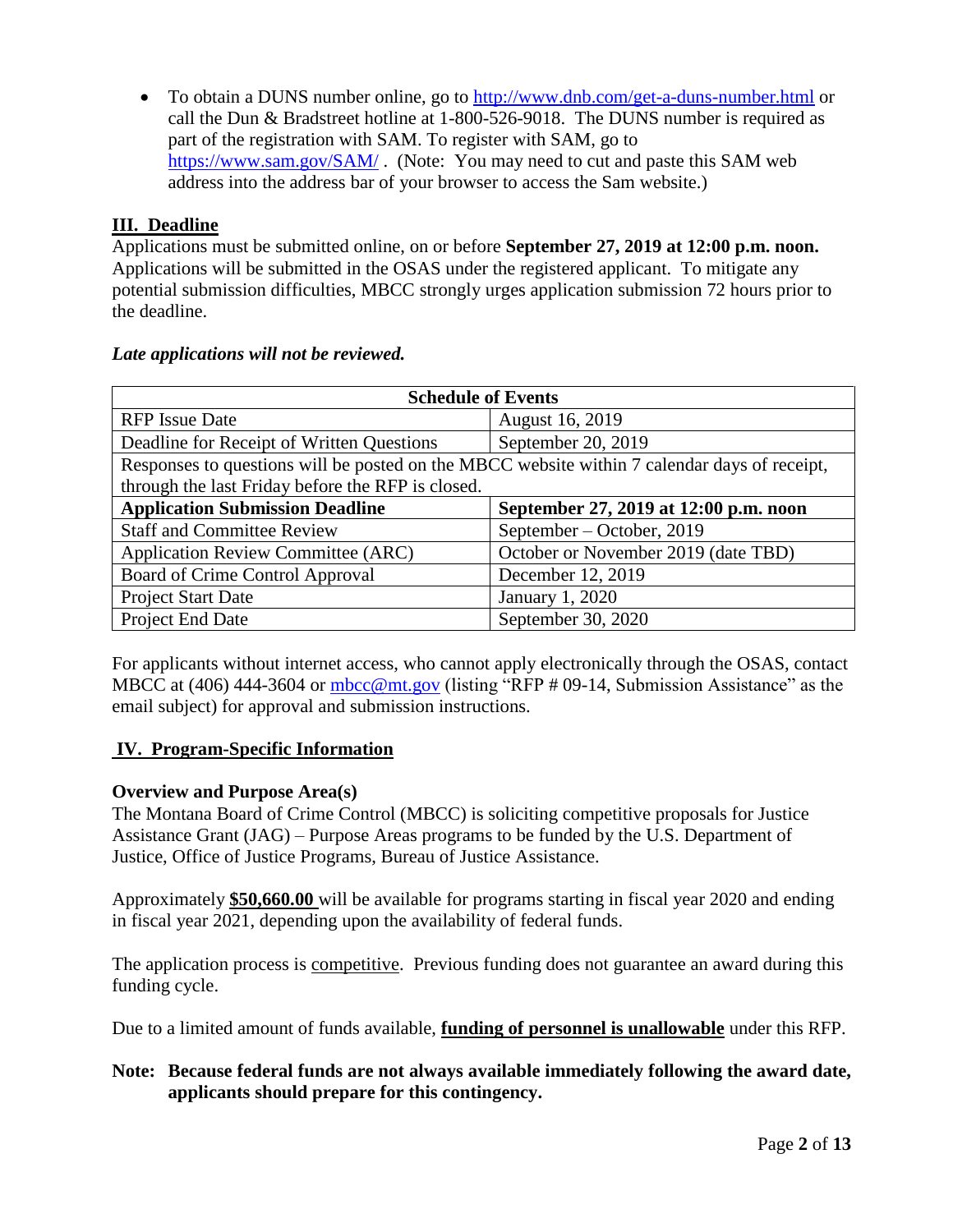- To obtain a DUNS number online, go to http://www.dnb.com/get-a-duns-number.html or call the Dun & Bradstreet hotline at 1-800-526-9018. The DUNS number is required as part of the registration with SAM. To register with SAM, go to https://www.sam.gov/SAM/ . (Note: You may need to cut and paste this SAM web address into the address bar of your browser to access the Sam website.)

## III. Deadline

Applications must be submitted online, on or before **September 27, 2019 at 12:00 p.m. noon.** Applications will be submitted in the OSAS under the registered applicant. To mitigate any potential submission difficulties, MBCC strongly urges application submission 72 hours prior to the deadline.

***Late applications will not be reviewed.***

| **Schedule of Events** | |
|---|---|
| RFP Issue Date | August 16, 2019 |
| Deadline for Receipt of Written Questions | September 20, 2019 |
| Responses to questions will be posted on the MBCC website within 7 calendar days of receipt, through the last Friday before the RFP is closed. | |
| **Application Submission Deadline** | **September 27, 2019 at 12:00 p.m. noon** |
| Staff and Committee Review | September – October, 2019 |
| Application Review Committee (ARC) | October or November 2019 (date TBD) |
| Board of Crime Control Approval | December 12, 2019 |
| Project Start Date | January 1, 2020 |
| Project End Date | September 30, 2020 |

For applicants without internet access, who cannot apply electronically through the OSAS, contact MBCC at (406) 444-3604 or mbcc@mt.gov (listing "RFP # 09-14, Submission Assistance" as the email subject) for approval and submission instructions.

## IV. Program-Specific Information

### Overview and Purpose Area(s)

The Montana Board of Crime Control (MBCC) is soliciting competitive proposals for Justice Assistance Grant (JAG) – Purpose Areas programs to be funded by the U.S. Department of Justice, Office of Justice Programs, Bureau of Justice Assistance.

Approximately **$50,660.00** will be available for programs starting in fiscal year 2020 and ending in fiscal year 2021, depending upon the availability of federal funds.

The application process is competitive. Previous funding does not guarantee an award during this funding cycle.

Due to a limited amount of funds available, **funding of personnel is unallowable** under this RFP.

**Note: Because federal funds are not always available immediately following the award date, applicants should prepare for this contingency.**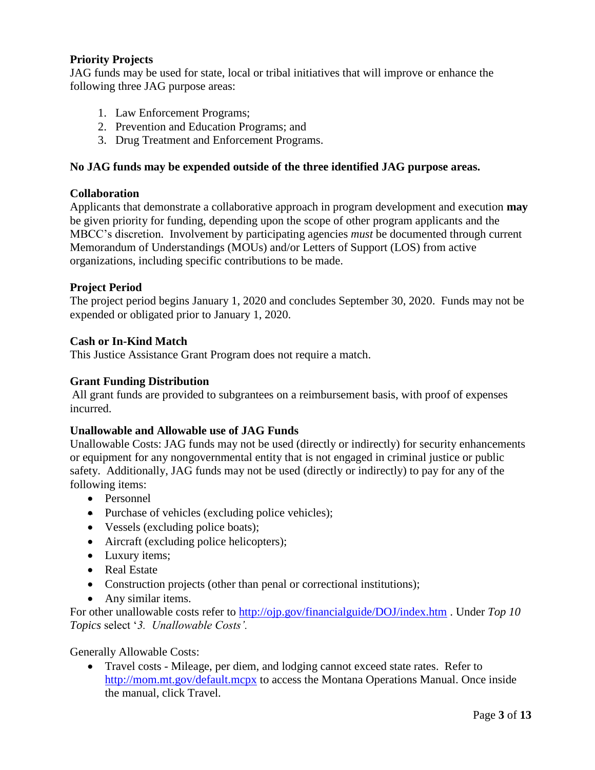**Priority Projects**

JAG funds may be used for state, local or tribal initiatives that will improve or enhance the following three JAG purpose areas:

1. Law Enforcement Programs;
2. Prevention and Education Programs; and
3. Drug Treatment and Enforcement Programs.

**No JAG funds may be expended outside of the three identified JAG purpose areas.**

**Collaboration**

Applicants that demonstrate a collaborative approach in program development and execution **may** be given priority for funding, depending upon the scope of other program applicants and the MBCC's discretion. Involvement by participating agencies *must* be documented through current Memorandum of Understandings (MOUs) and/or Letters of Support (LOS) from active organizations, including specific contributions to be made.

**Project Period**

The project period begins January 1, 2020 and concludes September 30, 2020. Funds may not be expended or obligated prior to January 1, 2020.

**Cash or In-Kind Match**

This Justice Assistance Grant Program does not require a match.

**Grant Funding Distribution**

All grant funds are provided to subgrantees on a reimbursement basis, with proof of expenses incurred.

**Unallowable and Allowable use of JAG Funds**

Unallowable Costs: JAG funds may not be used (directly or indirectly) for security enhancements or equipment for any nongovernmental entity that is not engaged in criminal justice or public safety. Additionally, JAG funds may not be used (directly or indirectly) to pay for any of the following items:

- Personnel
- Purchase of vehicles (excluding police vehicles);
- Vessels (excluding police boats);
- Aircraft (excluding police helicopters);
- Luxury items;
- Real Estate
- Construction projects (other than penal or correctional institutions);
- Any similar items.

For other unallowable costs refer to http://ojp.gov/financialguide/DOJ/index.htm . Under *Top 10 Topics* select '*3. Unallowable Costs'.*

Generally Allowable Costs:

- Travel costs - Mileage, per diem, and lodging cannot exceed state rates. Refer to http://mom.mt.gov/default.mcpx to access the Montana Operations Manual. Once inside the manual, click Travel.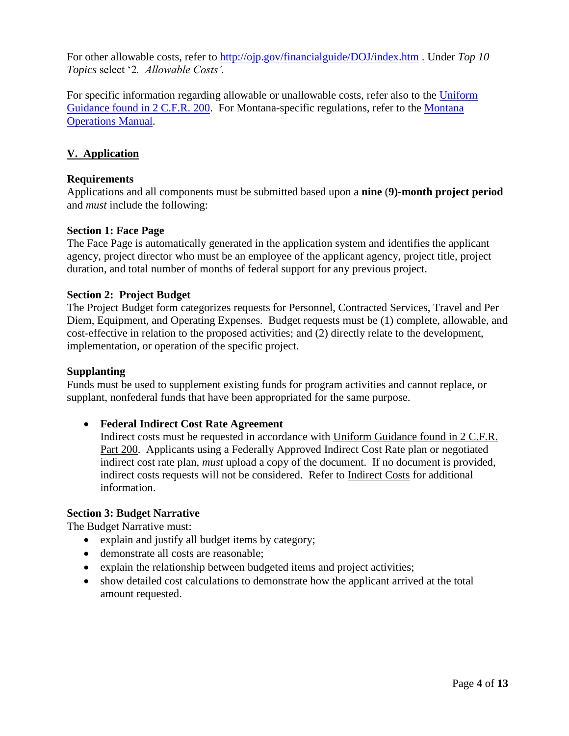For other allowable costs, refer to [http://ojp.gov/financialguide/DOJ/index.htm](http://ojp.gov/financialguide/DOJ/index.htm) . Under *Top 10 Topics* select '2*. Allowable Costs'.*

For specific information regarding allowable or unallowable costs, refer also to the Uniform Guidance found in 2 C.F.R. 200. For Montana-specific regulations, refer to the Montana Operations Manual.

## V. Application

### Requirements

Applications and all components must be submitted based upon a **nine (9)-month project period** and *must* include the following:

### Section 1: Face Page

The Face Page is automatically generated in the application system and identifies the applicant agency, project director who must be an employee of the applicant agency, project title, project duration, and total number of months of federal support for any previous project.

### Section 2: Project Budget

The Project Budget form categorizes requests for Personnel, Contracted Services, Travel and Per Diem, Equipment, and Operating Expenses. Budget requests must be (1) complete, allowable, and cost-effective in relation to the proposed activities; and (2) directly relate to the development, implementation, or operation of the specific project.

### Supplanting

Funds must be used to supplement existing funds for program activities and cannot replace, or supplant, nonfederal funds that have been appropriated for the same purpose.

- **Federal Indirect Cost Rate Agreement**
  Indirect costs must be requested in accordance with Uniform Guidance found in 2 C.F.R. Part 200. Applicants using a Federally Approved Indirect Cost Rate plan or negotiated indirect cost rate plan, *must* upload a copy of the document. If no document is provided, indirect costs requests will not be considered. Refer to Indirect Costs for additional information.

### Section 3: Budget Narrative

The Budget Narrative must:

- explain and justify all budget items by category;
- demonstrate all costs are reasonable;
- explain the relationship between budgeted items and project activities;
- show detailed cost calculations to demonstrate how the applicant arrived at the total amount requested.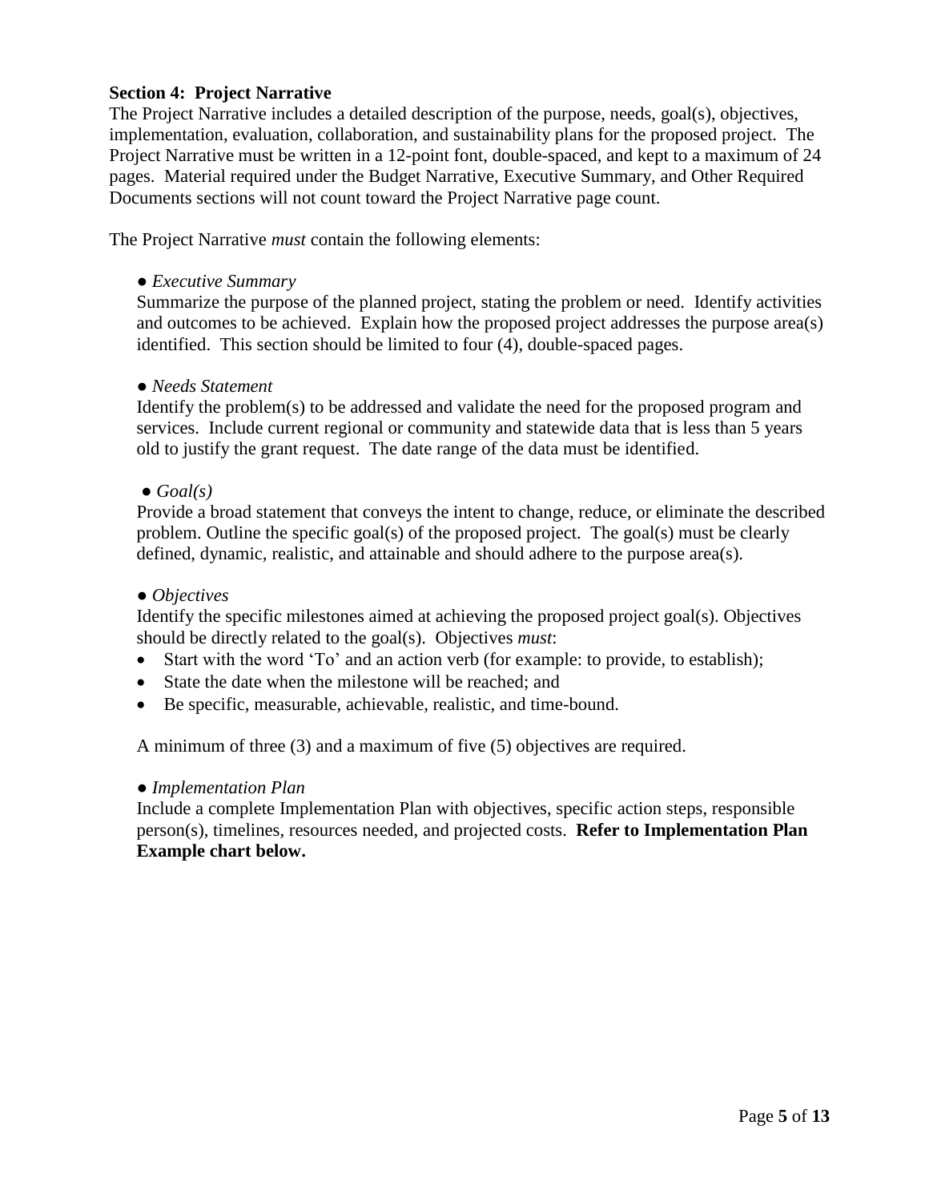**Section 4: Project Narrative**

The Project Narrative includes a detailed description of the purpose, needs, goal(s), objectives, implementation, evaluation, collaboration, and sustainability plans for the proposed project. The Project Narrative must be written in a 12-point font, double-spaced, and kept to a maximum of 24 pages. Material required under the Budget Narrative, Executive Summary, and Other Required Documents sections will not count toward the Project Narrative page count.

The Project Narrative *must* contain the following elements:

● *Executive Summary*

Summarize the purpose of the planned project, stating the problem or need. Identify activities and outcomes to be achieved. Explain how the proposed project addresses the purpose area(s) identified. This section should be limited to four (4), double-spaced pages.

● *Needs Statement*

Identify the problem(s) to be addressed and validate the need for the proposed program and services. Include current regional or community and statewide data that is less than 5 years old to justify the grant request. The date range of the data must be identified.

● *Goal(s)*

Provide a broad statement that conveys the intent to change, reduce, or eliminate the described problem. Outline the specific goal(s) of the proposed project. The goal(s) must be clearly defined, dynamic, realistic, and attainable and should adhere to the purpose area(s).

● *Objectives*

Identify the specific milestones aimed at achieving the proposed project goal(s). Objectives should be directly related to the goal(s). Objectives *must*:

- Start with the word 'To' and an action verb (for example: to provide, to establish);
- State the date when the milestone will be reached; and
- Be specific, measurable, achievable, realistic, and time-bound.

A minimum of three (3) and a maximum of five (5) objectives are required.

● *Implementation Plan*

Include a complete Implementation Plan with objectives, specific action steps, responsible person(s), timelines, resources needed, and projected costs. **Refer to Implementation Plan Example chart below.**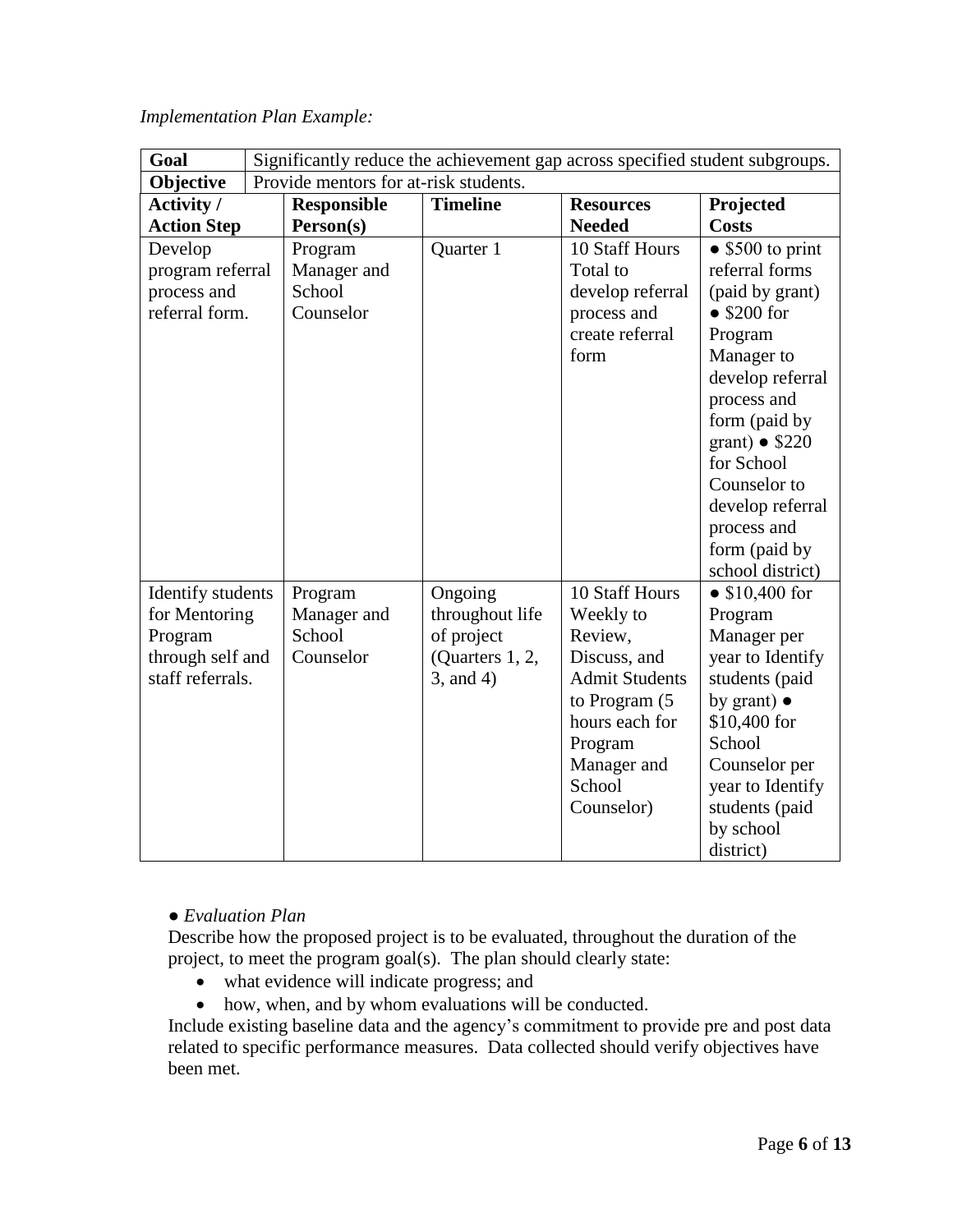*Implementation Plan Example:*

| **Goal** | Significantly reduce the achievement gap across specified student subgroups. | | | |
|---|---|---|---|---|
| **Objective** | Provide mentors for at-risk students. | | | |
| **Activity / Action Step** | **Responsible Person(s)** | **Timeline** | **Resources Needed** | **Projected Costs** |
| Develop program referral process and referral form. | Program Manager and School Counselor | Quarter 1 | 10 Staff Hours Total to develop referral process and create referral form | ● $500 to print referral forms (paid by grant) ● $200 for Program Manager to develop referral process and form (paid by grant) ● $220 for School Counselor to develop referral process and form (paid by school district) |
| Identify students for Mentoring Program through self and staff referrals. | Program Manager and School Counselor | Ongoing throughout life of project (Quarters 1, 2, 3, and 4) | 10 Staff Hours Weekly to Review, Discuss, and Admit Students to Program (5 hours each for Program Manager and School Counselor) | ● $10,400 for Program Manager per year to Identify students (paid by grant) ● $10,400 for School Counselor per year to Identify students (paid by school district) |

● *Evaluation Plan*

Describe how the proposed project is to be evaluated, throughout the duration of the project, to meet the program goal(s). The plan should clearly state:

- what evidence will indicate progress; and
- how, when, and by whom evaluations will be conducted.

Include existing baseline data and the agency's commitment to provide pre and post data related to specific performance measures. Data collected should verify objectives have been met.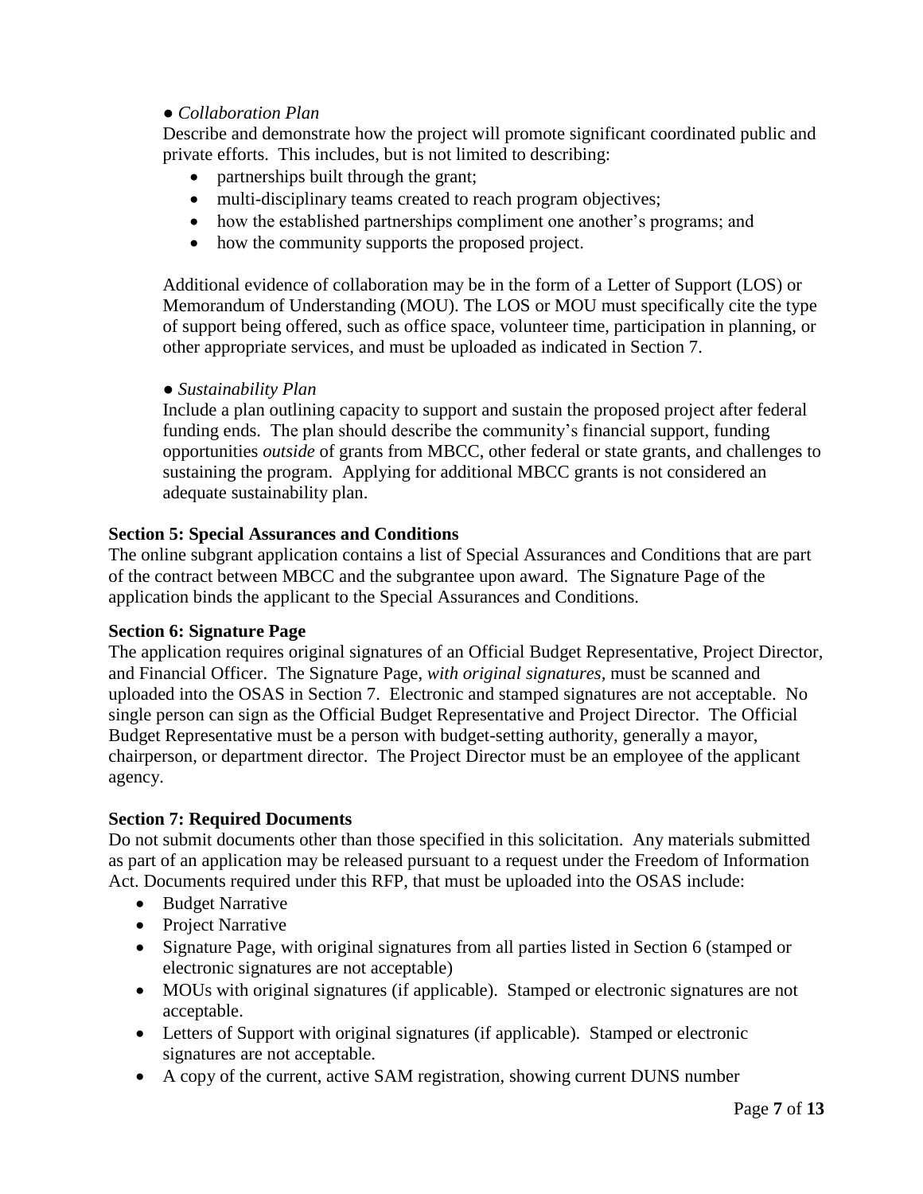● *Collaboration Plan*

Describe and demonstrate how the project will promote significant coordinated public and private efforts. This includes, but is not limited to describing:

- partnerships built through the grant;
- multi-disciplinary teams created to reach program objectives;
- how the established partnerships compliment one another's programs; and
- how the community supports the proposed project.

Additional evidence of collaboration may be in the form of a Letter of Support (LOS) or Memorandum of Understanding (MOU). The LOS or MOU must specifically cite the type of support being offered, such as office space, volunteer time, participation in planning, or other appropriate services, and must be uploaded as indicated in Section 7.

● *Sustainability Plan*

Include a plan outlining capacity to support and sustain the proposed project after federal funding ends. The plan should describe the community's financial support, funding opportunities *outside* of grants from MBCC, other federal or state grants, and challenges to sustaining the program. Applying for additional MBCC grants is not considered an adequate sustainability plan.

**Section 5: Special Assurances and Conditions**

The online subgrant application contains a list of Special Assurances and Conditions that are part of the contract between MBCC and the subgrantee upon award. The Signature Page of the application binds the applicant to the Special Assurances and Conditions.

**Section 6: Signature Page**

The application requires original signatures of an Official Budget Representative, Project Director, and Financial Officer. The Signature Page, *with original signatures*, must be scanned and uploaded into the OSAS in Section 7. Electronic and stamped signatures are not acceptable. No single person can sign as the Official Budget Representative and Project Director. The Official Budget Representative must be a person with budget-setting authority, generally a mayor, chairperson, or department director. The Project Director must be an employee of the applicant agency.

**Section 7: Required Documents**

Do not submit documents other than those specified in this solicitation. Any materials submitted as part of an application may be released pursuant to a request under the Freedom of Information Act. Documents required under this RFP, that must be uploaded into the OSAS include:

- Budget Narrative
- Project Narrative
- Signature Page, with original signatures from all parties listed in Section 6 (stamped or electronic signatures are not acceptable)
- MOUs with original signatures (if applicable). Stamped or electronic signatures are not acceptable.
- Letters of Support with original signatures (if applicable). Stamped or electronic signatures are not acceptable.
- A copy of the current, active SAM registration, showing current DUNS number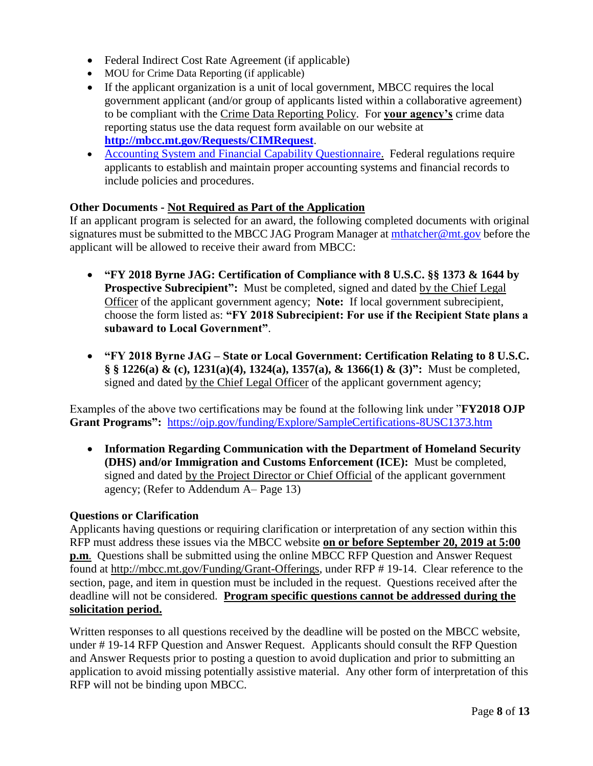- Federal Indirect Cost Rate Agreement (if applicable)
- MOU for Crime Data Reporting (if applicable)
- If the applicant organization is a unit of local government, MBCC requires the local government applicant (and/or group of applicants listed within a collaborative agreement) to be compliant with the Crime Data Reporting Policy. For **your agency's** crime data reporting status use the data request form available on our website at **http://mbcc.mt.gov/Requests/CIMRequest**.
- Accounting System and Financial Capability Questionnaire. Federal regulations require applicants to establish and maintain proper accounting systems and financial records to include policies and procedures.

**Other Documents - Not Required as Part of the Application**

If an applicant program is selected for an award, the following completed documents with original signatures must be submitted to the MBCC JAG Program Manager at mthatcher@mt.gov before the applicant will be allowed to receive their award from MBCC:

- **"FY 2018 Byrne JAG: Certification of Compliance with 8 U.S.C. §§ 1373 & 1644 by Prospective Subrecipient":** Must be completed, signed and dated by the Chief Legal Officer of the applicant government agency; **Note:** If local government subrecipient, choose the form listed as: **"FY 2018 Subrecipient: For use if the Recipient State plans a subaward to Local Government"**.

- **"FY 2018 Byrne JAG – State or Local Government: Certification Relating to 8 U.S.C. § § 1226(a) & (c), 1231(a)(4), 1324(a), 1357(a), & 1366(1) & (3)":** Must be completed, signed and dated by the Chief Legal Officer of the applicant government agency;

Examples of the above two certifications may be found at the following link under "**FY2018 OJP Grant Programs":** https://ojp.gov/funding/Explore/SampleCertifications-8USC1373.htm

- **Information Regarding Communication with the Department of Homeland Security (DHS) and/or Immigration and Customs Enforcement (ICE):** Must be completed, signed and dated by the Project Director or Chief Official of the applicant government agency; (Refer to Addendum A– Page 13)

**Questions or Clarification**

Applicants having questions or requiring clarification or interpretation of any section within this RFP must address these issues via the MBCC website **on or before September 20, 2019 at 5:00 p.m**. Questions shall be submitted using the online MBCC RFP Question and Answer Request found at http://mbcc.mt.gov/Funding/Grant-Offerings, under RFP # 19-14. Clear reference to the section, page, and item in question must be included in the request. Questions received after the deadline will not be considered. **Program specific questions cannot be addressed during the solicitation period.**

Written responses to all questions received by the deadline will be posted on the MBCC website, under # 19-14 RFP Question and Answer Request. Applicants should consult the RFP Question and Answer Requests prior to posting a question to avoid duplication and prior to submitting an application to avoid missing potentially assistive material. Any other form of interpretation of this RFP will not be binding upon MBCC.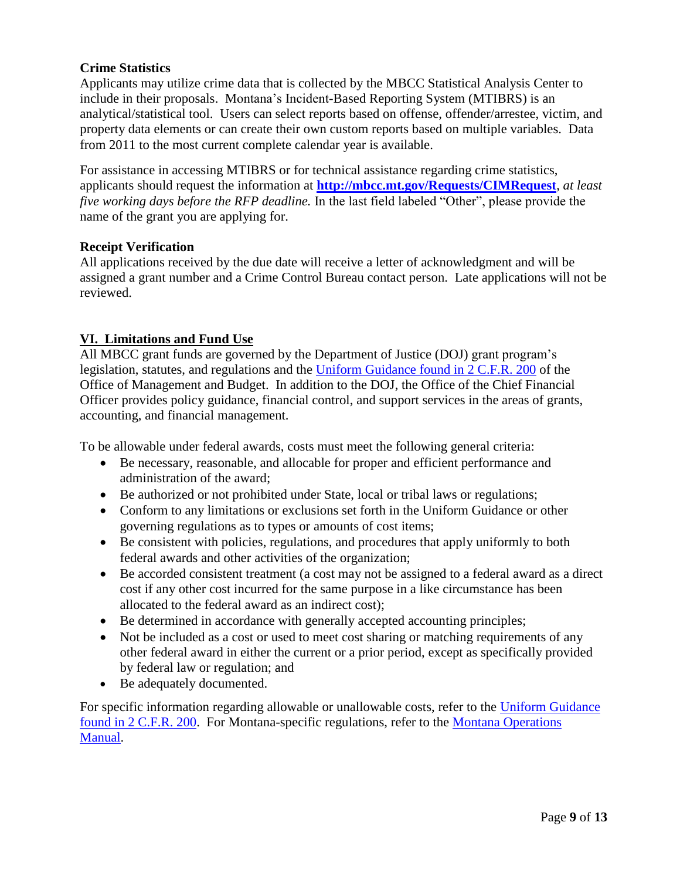**Crime Statistics**

Applicants may utilize crime data that is collected by the MBCC Statistical Analysis Center to include in their proposals. Montana's Incident-Based Reporting System (MTIBRS) is an analytical/statistical tool. Users can select reports based on offense, offender/arrestee, victim, and property data elements or can create their own custom reports based on multiple variables. Data from 2011 to the most current complete calendar year is available.

For assistance in accessing MTIBRS or for technical assistance regarding crime statistics, applicants should request the information at **http://mbcc.mt.gov/Requests/CIMRequest**, *at least five working days before the RFP deadline.* In the last field labeled "Other", please provide the name of the grant you are applying for.

**Receipt Verification**

All applications received by the due date will receive a letter of acknowledgment and will be assigned a grant number and a Crime Control Bureau contact person. Late applications will not be reviewed.

## VI. Limitations and Fund Use

All MBCC grant funds are governed by the Department of Justice (DOJ) grant program's legislation, statutes, and regulations and the Uniform Guidance found in 2 C.F.R. 200 of the Office of Management and Budget. In addition to the DOJ, the Office of the Chief Financial Officer provides policy guidance, financial control, and support services in the areas of grants, accounting, and financial management.

To be allowable under federal awards, costs must meet the following general criteria:

- Be necessary, reasonable, and allocable for proper and efficient performance and administration of the award;
- Be authorized or not prohibited under State, local or tribal laws or regulations;
- Conform to any limitations or exclusions set forth in the Uniform Guidance or other governing regulations as to types or amounts of cost items;
- Be consistent with policies, regulations, and procedures that apply uniformly to both federal awards and other activities of the organization;
- Be accorded consistent treatment (a cost may not be assigned to a federal award as a direct cost if any other cost incurred for the same purpose in a like circumstance has been allocated to the federal award as an indirect cost);
- Be determined in accordance with generally accepted accounting principles;
- Not be included as a cost or used to meet cost sharing or matching requirements of any other federal award in either the current or a prior period, except as specifically provided by federal law or regulation; and
- Be adequately documented.

For specific information regarding allowable or unallowable costs, refer to the Uniform Guidance found in 2 C.F.R. 200. For Montana-specific regulations, refer to the Montana Operations Manual.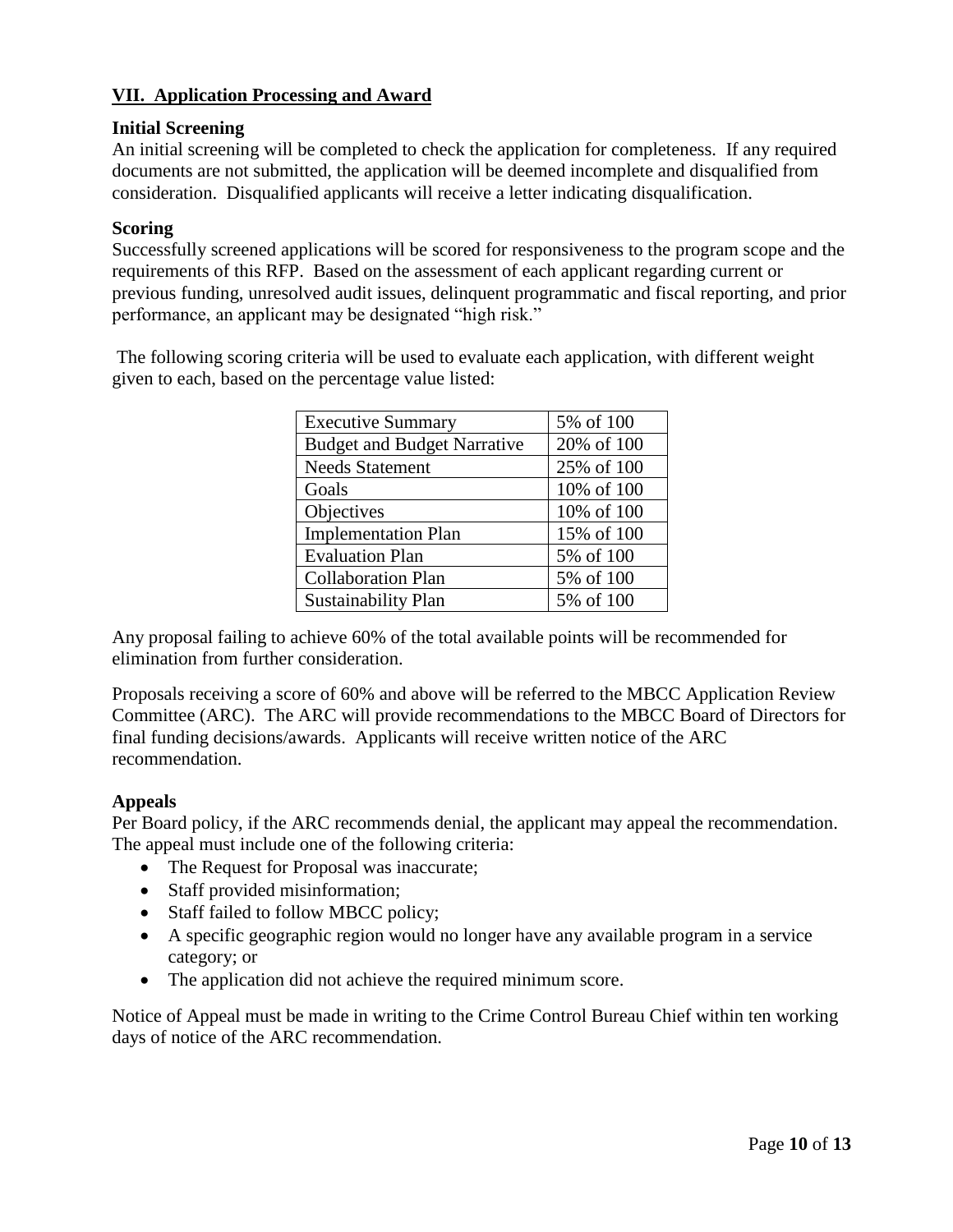## VII. Application Processing and Award

### Initial Screening

An initial screening will be completed to check the application for completeness. If any required documents are not submitted, the application will be deemed incomplete and disqualified from consideration. Disqualified applicants will receive a letter indicating disqualification.

### Scoring

Successfully screened applications will be scored for responsiveness to the program scope and the requirements of this RFP. Based on the assessment of each applicant regarding current or previous funding, unresolved audit issues, delinquent programmatic and fiscal reporting, and prior performance, an applicant may be designated "high risk."

The following scoring criteria will be used to evaluate each application, with different weight given to each, based on the percentage value listed:

| Criterion | Weight |
|---|---|
| Executive Summary | 5% of 100 |
| Budget and Budget Narrative | 20% of 100 |
| Needs Statement | 25% of 100 |
| Goals | 10% of 100 |
| Objectives | 10% of 100 |
| Implementation Plan | 15% of 100 |
| Evaluation Plan | 5% of 100 |
| Collaboration Plan | 5% of 100 |
| Sustainability Plan | 5% of 100 |

Any proposal failing to achieve 60% of the total available points will be recommended for elimination from further consideration.

Proposals receiving a score of 60% and above will be referred to the MBCC Application Review Committee (ARC). The ARC will provide recommendations to the MBCC Board of Directors for final funding decisions/awards. Applicants will receive written notice of the ARC recommendation.

### Appeals

Per Board policy, if the ARC recommends denial, the applicant may appeal the recommendation. The appeal must include one of the following criteria:

- The Request for Proposal was inaccurate;
- Staff provided misinformation;
- Staff failed to follow MBCC policy;
- A specific geographic region would no longer have any available program in a service category; or
- The application did not achieve the required minimum score.

Notice of Appeal must be made in writing to the Crime Control Bureau Chief within ten working days of notice of the ARC recommendation.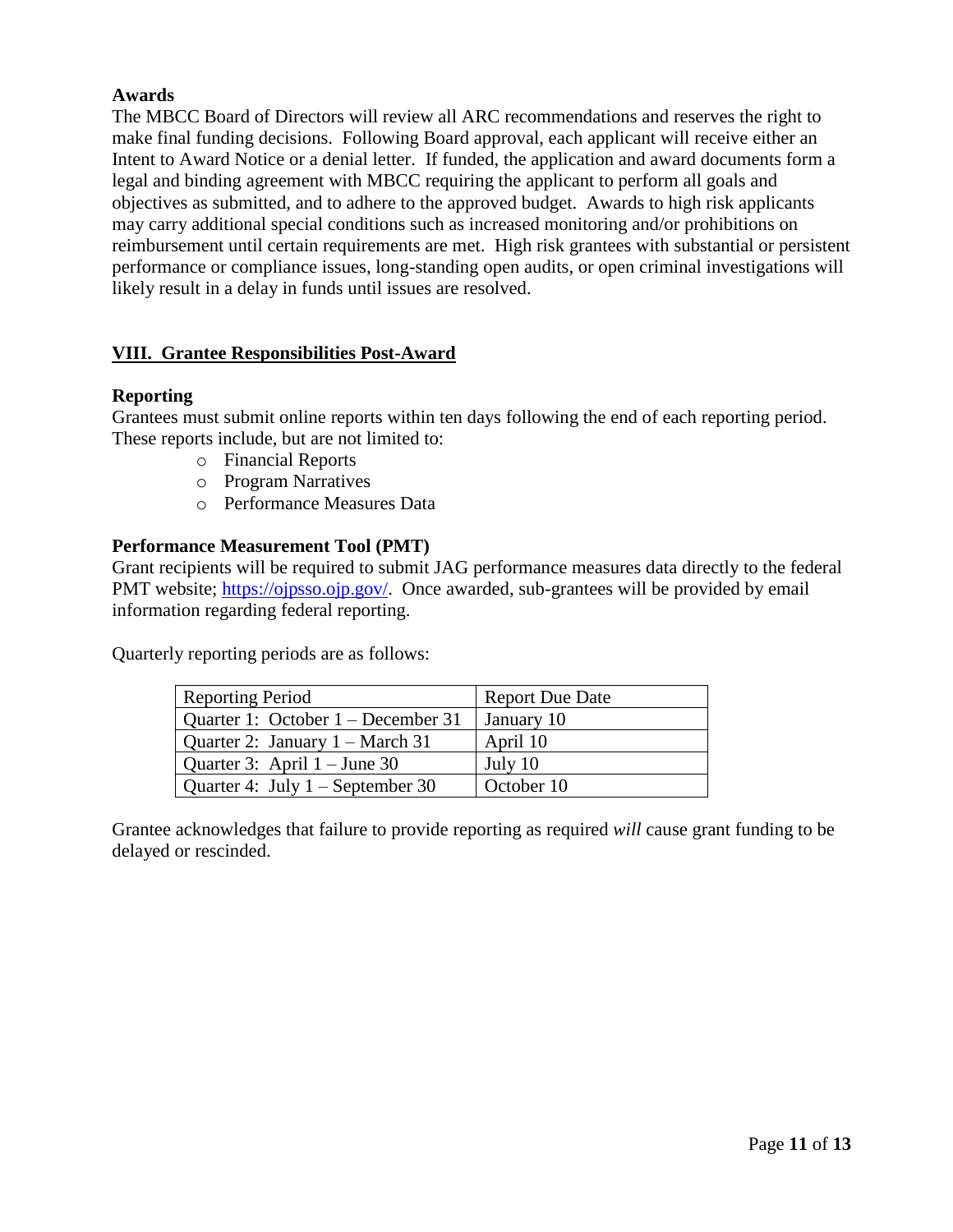**Awards**

The MBCC Board of Directors will review all ARC recommendations and reserves the right to make final funding decisions. Following Board approval, each applicant will receive either an Intent to Award Notice or a denial letter. If funded, the application and award documents form a legal and binding agreement with MBCC requiring the applicant to perform all goals and objectives as submitted, and to adhere to the approved budget. Awards to high risk applicants may carry additional special conditions such as increased monitoring and/or prohibitions on reimbursement until certain requirements are met. High risk grantees with substantial or persistent performance or compliance issues, long-standing open audits, or open criminal investigations will likely result in a delay in funds until issues are resolved.

## VIII. Grantee Responsibilities Post-Award

**Reporting**

Grantees must submit online reports within ten days following the end of each reporting period. These reports include, but are not limited to:

- Financial Reports
- Program Narratives
- Performance Measures Data

**Performance Measurement Tool (PMT)**

Grant recipients will be required to submit JAG performance measures data directly to the federal PMT website; https://ojpsso.ojp.gov/. Once awarded, sub-grantees will be provided by email information regarding federal reporting.

Quarterly reporting periods are as follows:

| Reporting Period | Report Due Date |
|---|---|
| Quarter 1: October 1 – December 31 | January 10 |
| Quarter 2: January 1 – March 31 | April 10 |
| Quarter 3: April 1 – June 30 | July 10 |
| Quarter 4: July 1 – September 30 | October 10 |

Grantee acknowledges that failure to provide reporting as required *will* cause grant funding to be delayed or rescinded.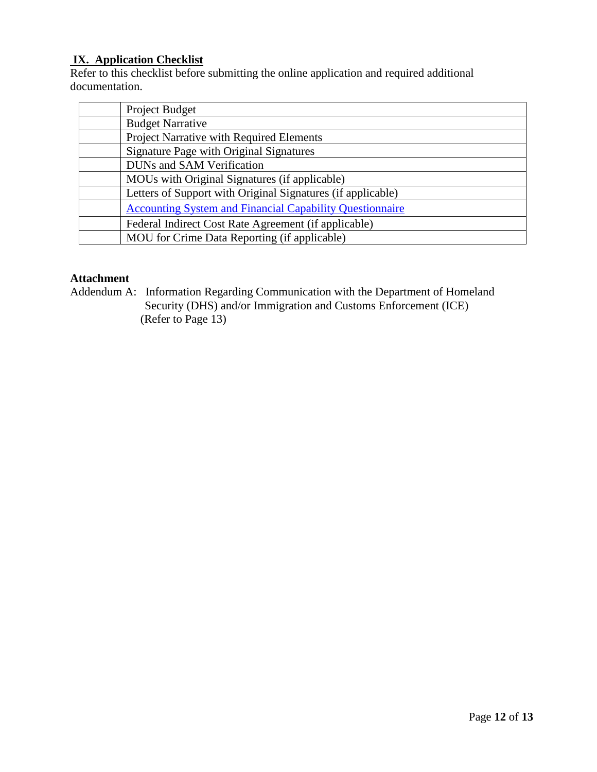## IX. Application Checklist

Refer to this checklist before submitting the online application and required additional documentation.

| | |
|---|---|
| | Project Budget |
| | Budget Narrative |
| | Project Narrative with Required Elements |
| | Signature Page with Original Signatures |
| | DUNs and SAM Verification |
| | MOUs with Original Signatures (if applicable) |
| | Letters of Support with Original Signatures (if applicable) |
| | Accounting System and Financial Capability Questionnaire |
| | Federal Indirect Cost Rate Agreement (if applicable) |
| | MOU for Crime Data Reporting (if applicable) |

**Attachment**

Addendum A: Information Regarding Communication with the Department of Homeland Security (DHS) and/or Immigration and Customs Enforcement (ICE) (Refer to Page 13)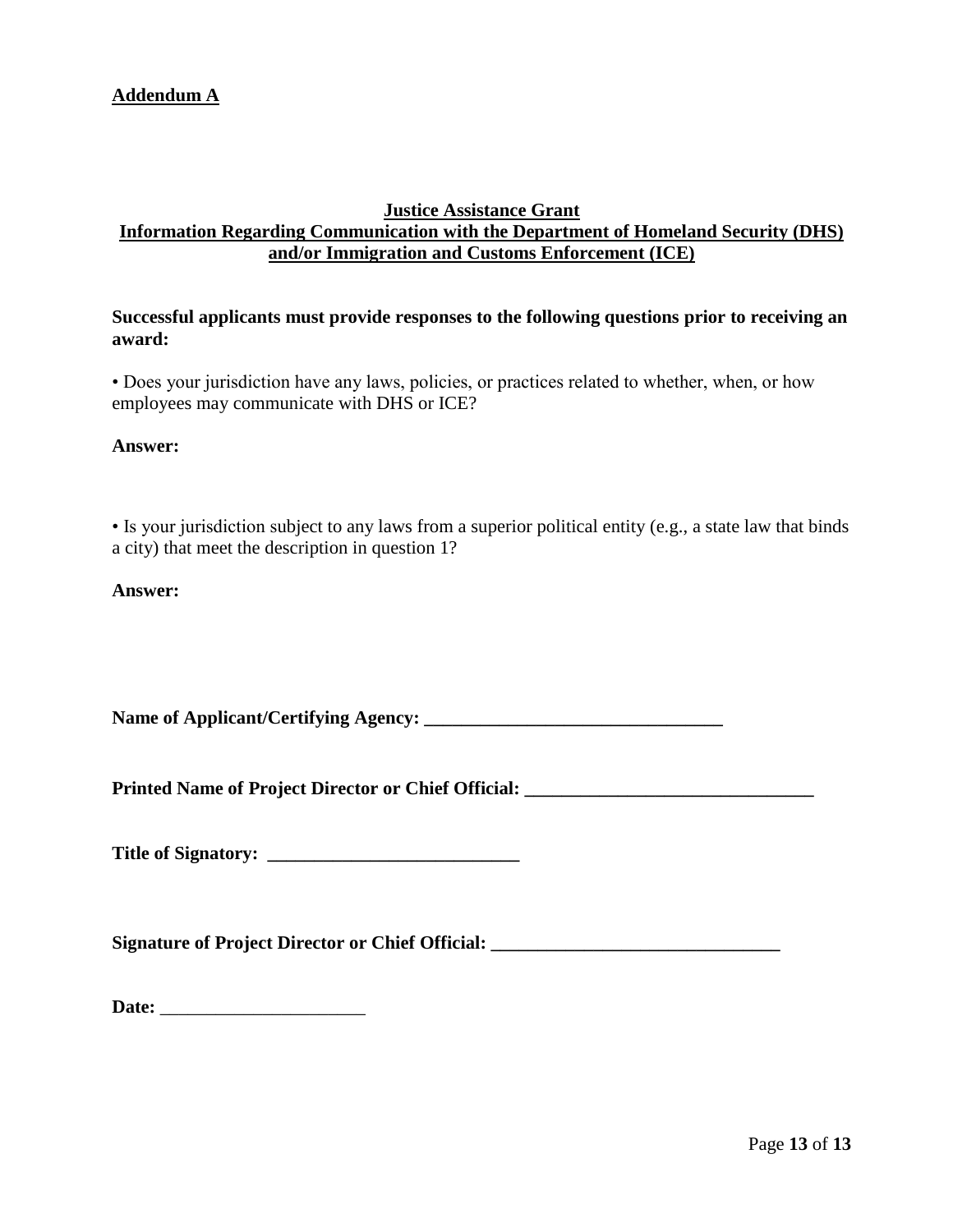**Addendum A**

## Justice Assistance Grant
## Information Regarding Communication with the Department of Homeland Security (DHS) and/or Immigration and Customs Enforcement (ICE)

**Successful applicants must provide responses to the following questions prior to receiving an award:**

• Does your jurisdiction have any laws, policies, or practices related to whether, when, or how employees may communicate with DHS or ICE?

**Answer:**

• Is your jurisdiction subject to any laws from a superior political entity (e.g., a state law that binds a city) that meet the description in question 1?

**Answer:**

**Name of Applicant/Certifying Agency: ________________________________**

**Printed Name of Project Director or Chief Official: ______________________________**

**Title of Signatory: __________________________**

**Signature of Project Director or Chief Official: ______________________________**

**Date:** ______________________